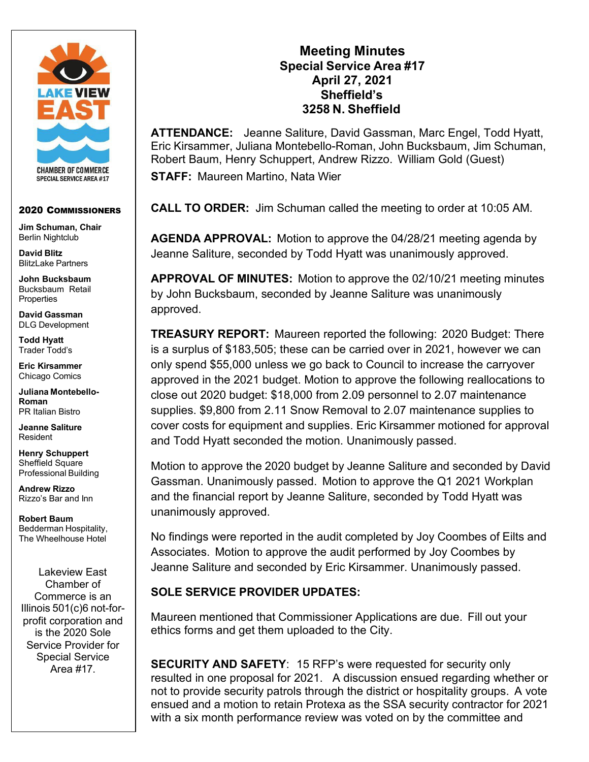# Meeting Minutes
## Special Service Area #17
## April 27, 2021
## Sheffield's
## 3258 N. Sheffield

**ATTENDANCE:** Jeanne Saliture, David Gassman, Marc Engel, Todd Hyatt, Eric Kirsammer, Juliana Montebello-Roman, John Bucksbaum, Jim Schuman, Robert Baum, Henry Schuppert, Andrew Rizzo. William Gold (Guest)

**STAFF:** Maureen Martino, Nata Wier

**CALL TO ORDER:** Jim Schuman called the meeting to order at 10:05 AM.

**AGENDA APPROVAL:** Motion to approve the 04/28/21 meeting agenda by Jeanne Saliture, seconded by Todd Hyatt was unanimously approved.

**APPROVAL OF MINUTES:** Motion to approve the 02/10/21 meeting minutes by John Bucksbaum, seconded by Jeanne Saliture was unanimously approved.

**TREASURY REPORT:** Maureen reported the following: 2020 Budget: There is a surplus of $183,505; these can be carried over in 2021, however we can only spend $55,000 unless we go back to Council to increase the carryover approved in the 2021 budget. Motion to approve the following reallocations to close out 2020 budget: $18,000 from 2.09 personnel to 2.07 maintenance supplies. $9,800 from 2.11 Snow Removal to 2.07 maintenance supplies to cover costs for equipment and supplies. Eric Kirsammer motioned for approval and Todd Hyatt seconded the motion. Unanimously passed.

Motion to approve the 2020 budget by Jeanne Saliture and seconded by David Gassman. Unanimously passed. Motion to approve the Q1 2021 Workplan and the financial report by Jeanne Saliture, seconded by Todd Hyatt was unanimously approved.

No findings were reported in the audit completed by Joy Coombes of Eilts and Associates. Motion to approve the audit performed by Joy Coombes by Jeanne Saliture and seconded by Eric Kirsammer. Unanimously passed.

**SOLE SERVICE PROVIDER UPDATES:**

Maureen mentioned that Commissioner Applications are due. Fill out your ethics forms and get them uploaded to the City.

**SECURITY AND SAFETY**: 15 RFP's were requested for security only resulted in one proposal for 2021. A discussion ensued regarding whether or not to provide security patrols through the district or hospitality groups. A vote ensued and a motion to retain Protexa as the SSA security contractor for 2021 with a six month performance review was voted on by the committee and

---

**LAKE VIEW EAST**
CHAMBER OF COMMERCE
SPECIAL SERVICE AREA #17

**2020 COMMISSIONERS**

**Jim Schuman, Chair**
Berlin Nightclub

**David Blitz**
BlitzLake Partners

**John Bucksbaum**
Bucksbaum Retail Properties

**David Gassman**
DLG Development

**Todd Hyatt**
Trader Todd's

**Eric Kirsammer**
Chicago Comics

**Juliana Montebello-Roman**
PR Italian Bistro

**Jeanne Saliture**
Resident

**Henry Schuppert**
Sheffield Square Professional Building

**Andrew Rizzo**
Rizzo's Bar and Inn

**Robert Baum**
Bedderman Hospitality, The Wheelhouse Hotel

Lakeview East Chamber of Commerce is an Illinois 501(c)6 not-for-profit corporation and is the 2020 Sole Service Provider for Special Service Area #17.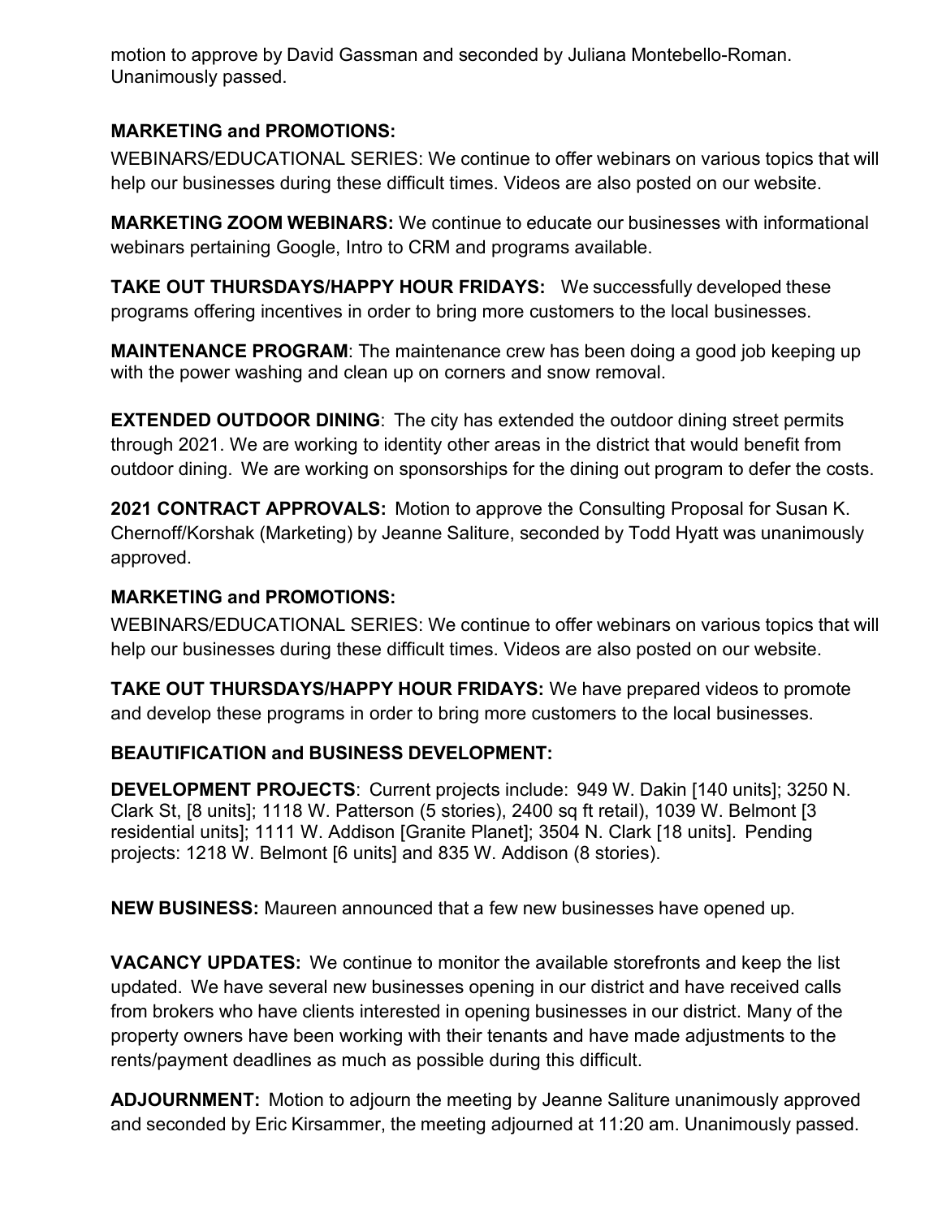motion to approve by David Gassman and seconded by Juliana Montebello-Roman. Unanimously passed.

**MARKETING and PROMOTIONS:**

WEBINARS/EDUCATIONAL SERIES: We continue to offer webinars on various topics that will help our businesses during these difficult times. Videos are also posted on our website.

**MARKETING ZOOM WEBINARS:** We continue to educate our businesses with informational webinars pertaining Google, Intro to CRM and programs available.

**TAKE OUT THURSDAYS/HAPPY HOUR FRIDAYS:** We successfully developed these programs offering incentives in order to bring more customers to the local businesses.

**MAINTENANCE PROGRAM**: The maintenance crew has been doing a good job keeping up with the power washing and clean up on corners and snow removal.

**EXTENDED OUTDOOR DINING**: The city has extended the outdoor dining street permits through 2021. We are working to identity other areas in the district that would benefit from outdoor dining. We are working on sponsorships for the dining out program to defer the costs.

**2021 CONTRACT APPROVALS:** Motion to approve the Consulting Proposal for Susan K. Chernoff/Korshak (Marketing) by Jeanne Saliture, seconded by Todd Hyatt was unanimously approved.

**MARKETING and PROMOTIONS:**

WEBINARS/EDUCATIONAL SERIES: We continue to offer webinars on various topics that will help our businesses during these difficult times. Videos are also posted on our website.

**TAKE OUT THURSDAYS/HAPPY HOUR FRIDAYS:** We have prepared videos to promote and develop these programs in order to bring more customers to the local businesses.

**BEAUTIFICATION and BUSINESS DEVELOPMENT:**

**DEVELOPMENT PROJECTS**: Current projects include: 949 W. Dakin [140 units]; 3250 N. Clark St, [8 units]; 1118 W. Patterson (5 stories), 2400 sq ft retail), 1039 W. Belmont [3 residential units]; 1111 W. Addison [Granite Planet]; 3504 N. Clark [18 units]. Pending projects: 1218 W. Belmont [6 units] and 835 W. Addison (8 stories).

**NEW BUSINESS:** Maureen announced that a few new businesses have opened up.

**VACANCY UPDATES:** We continue to monitor the available storefronts and keep the list updated. We have several new businesses opening in our district and have received calls from brokers who have clients interested in opening businesses in our district. Many of the property owners have been working with their tenants and have made adjustments to the rents/payment deadlines as much as possible during this difficult.

**ADJOURNMENT:** Motion to adjourn the meeting by Jeanne Saliture unanimously approved and seconded by Eric Kirsammer, the meeting adjourned at 11:20 am. Unanimously passed.